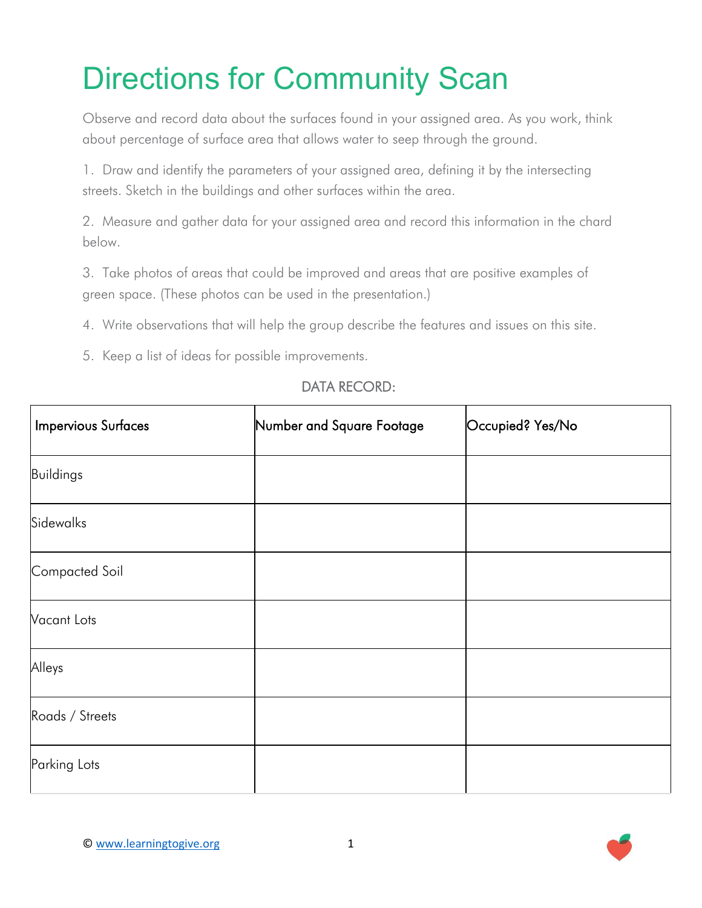# Directions for Community Scan

Observe and record data about the surfaces found in your assigned area. As you work, think about percentage of surface area that allows water to seep through the ground.

1. Draw and identify the parameters of your assigned area, defining it by the intersecting streets. Sketch in the buildings and other surfaces within the area.

2. Measure and gather data for your assigned area and record this information in the chard below.

3. Take photos of areas that could be improved and areas that are positive examples of green space. (These photos can be used in the presentation.)

4. Write observations that will help the group describe the features and issues on this site.

5. Keep a list of ideas for possible improvements.

DATA RECORD:

| Impervious Surfaces | Number and Square Footage | Occupied? Yes/No |
|---|---|---|
| Buildings | | |
| Sidewalks | | |
| Compacted Soil | | |
| Vacant Lots | | |
| Alleys | | |
| Roads / Streets | | |
| Parking Lots | | |

© www.learningtogive.org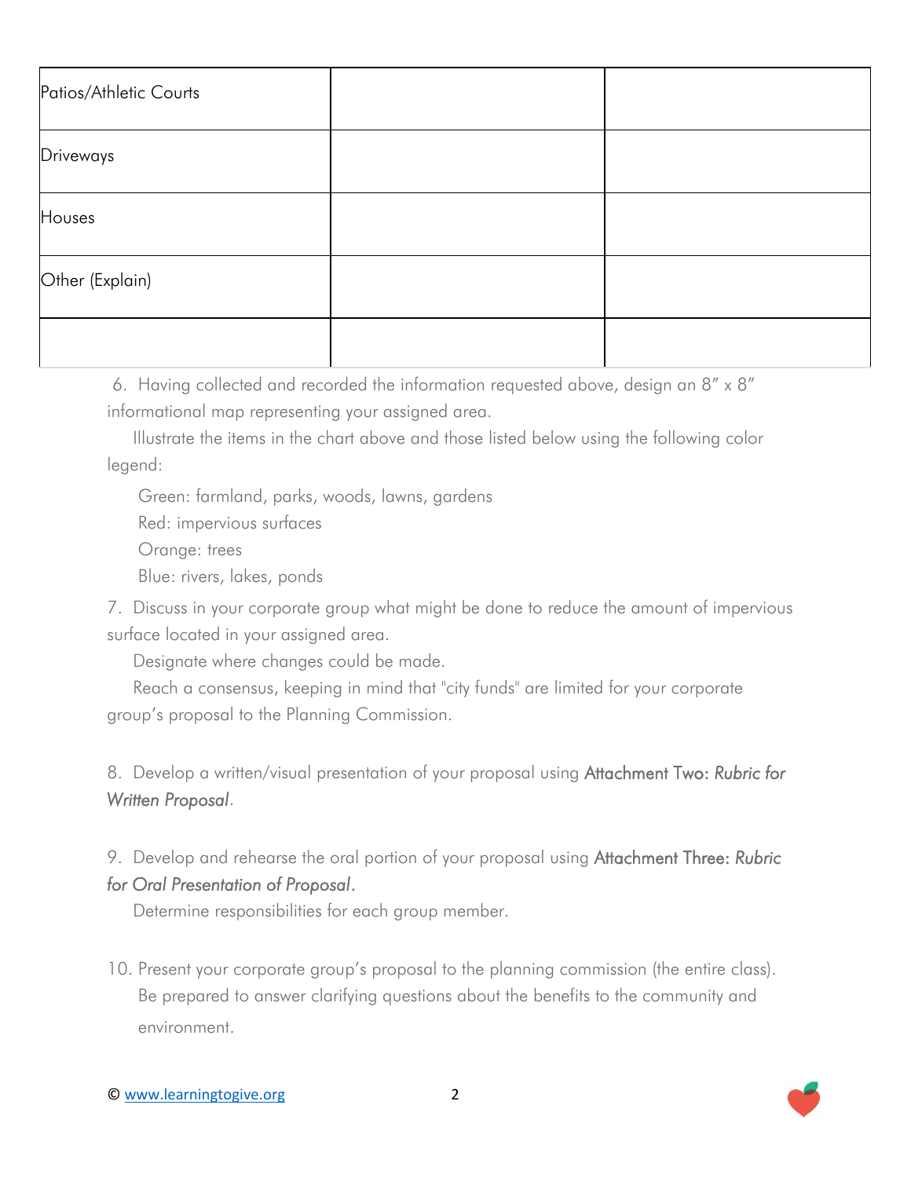| | | |
|---|---|---|
| Patios/Athletic Courts | | |
| Driveways | | |
| Houses | | |
| Other (Explain) | | |
| | | |

6. Having collected and recorded the information requested above, design an 8″ x 8″ informational map representing your assigned area.

   Illustrate the items in the chart above and those listed below using the following color legend:

   Green: farmland, parks, woods, lawns, gardens

   Red: impervious surfaces

   Orange: trees

   Blue: rivers, lakes, ponds

7. Discuss in your corporate group what might be done to reduce the amount of impervious surface located in your assigned area.

   Designate where changes could be made.

   Reach a consensus, keeping in mind that "city funds" are limited for your corporate group's proposal to the Planning Commission.

8. Develop a written/visual presentation of your proposal using Attachment Two: *Rubric for Written Proposal*.

9. Develop and rehearse the oral portion of your proposal using Attachment Three: *Rubric for Oral Presentation of Proposal*.

   Determine responsibilities for each group member.

10. Present your corporate group's proposal to the planning commission (the entire class).

    Be prepared to answer clarifying questions about the benefits to the community and environment.

© www.learningtogive.org